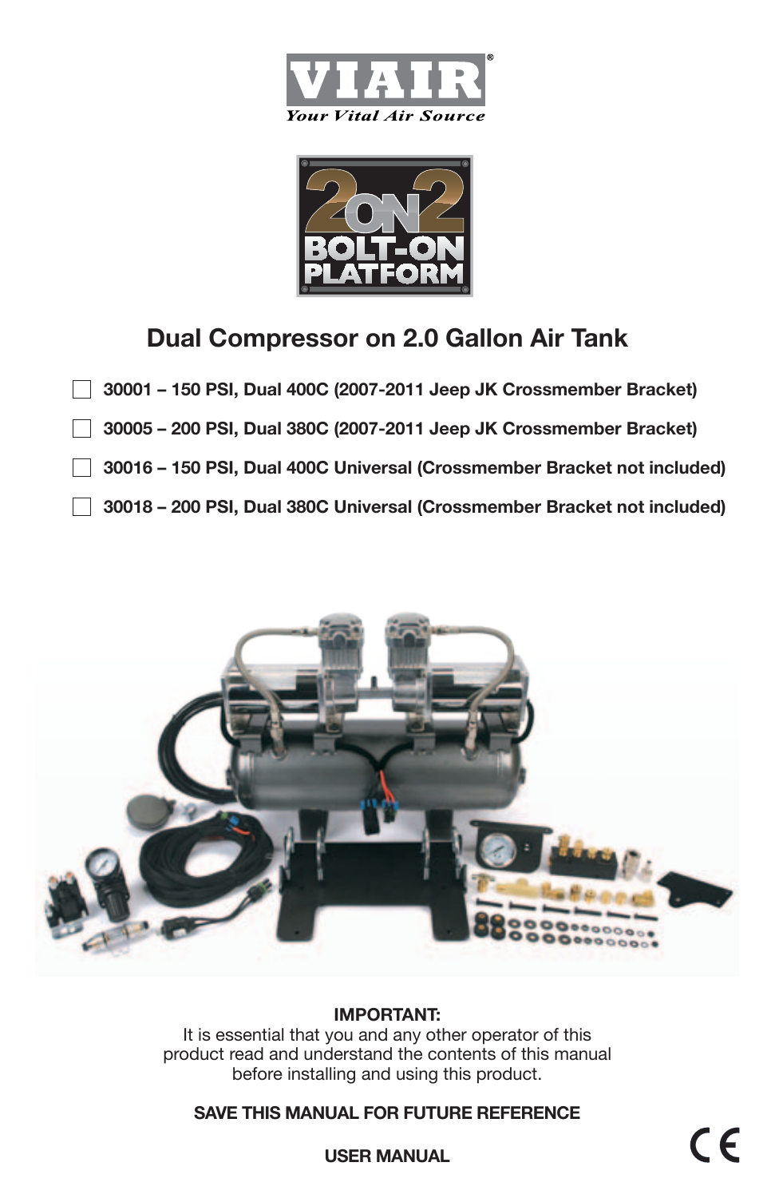VIAIR®

*Your Vital Air Source*

2 ON 2 BOLT-ON PLATFORM

# Dual Compressor on 2.0 Gallon Air Tank

- ☐ **30001 – 150 PSI, Dual 400C (2007-2011 Jeep JK Crossmember Bracket)**
- ☐ **30005 – 200 PSI, Dual 380C (2007-2011 Jeep JK Crossmember Bracket)**
- ☐ **30016 – 150 PSI, Dual 400C Universal (Crossmember Bracket not included)**
- ☐ **30018 – 200 PSI, Dual 380C Universal (Crossmember Bracket not included)**

**IMPORTANT:**
It is essential that you and any other operator of this product read and understand the contents of this manual before installing and using this product.

**SAVE THIS MANUAL FOR FUTURE REFERENCE**

**USER MANUAL**

CE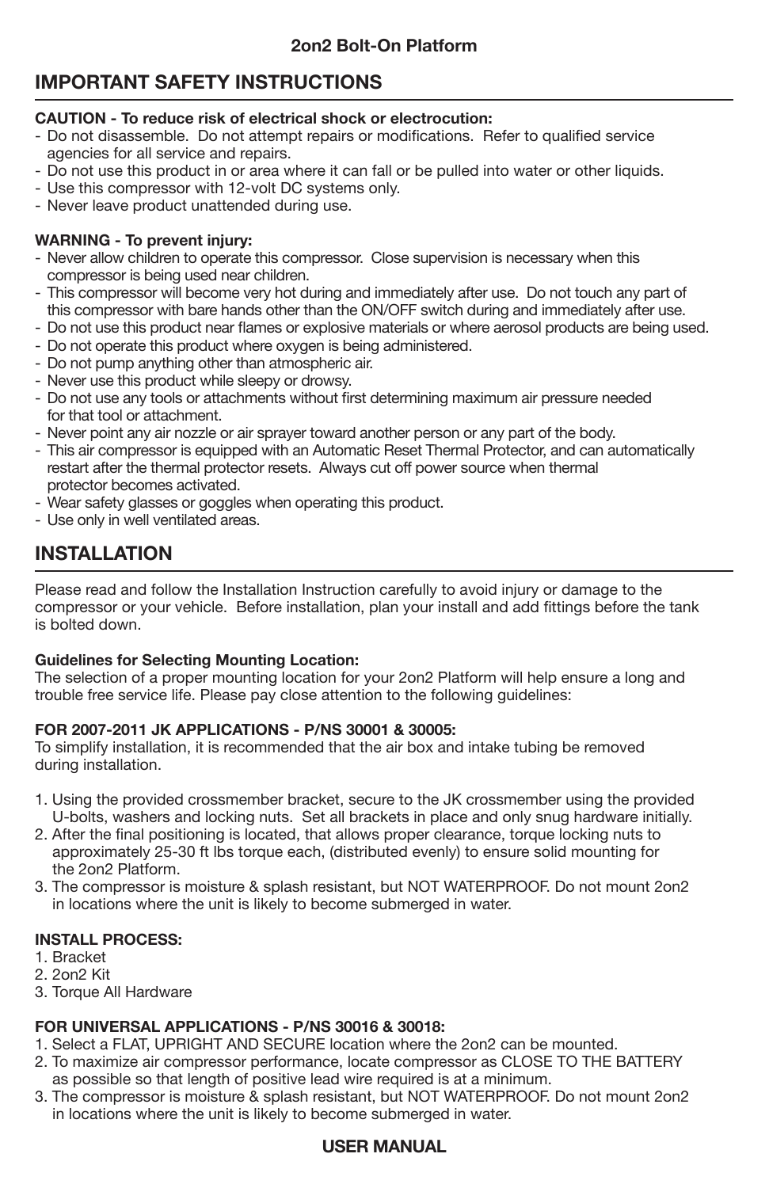## IMPORTANT SAFETY INSTRUCTIONS

**CAUTION - To reduce risk of electrical shock or electrocution:**

- Do not disassemble. Do not attempt repairs or modifications. Refer to qualified service agencies for all service and repairs.
- Do not use this product in or area where it can fall or be pulled into water or other liquids.
- Use this compressor with 12-volt DC systems only.
- Never leave product unattended during use.

**WARNING - To prevent injury:**

- Never allow children to operate this compressor. Close supervision is necessary when this compressor is being used near children.
- This compressor will become very hot during and immediately after use. Do not touch any part of this compressor with bare hands other than the ON/OFF switch during and immediately after use.
- Do not use this product near flames or explosive materials or where aerosol products are being used.
- Do not operate this product where oxygen is being administered.
- Do not pump anything other than atmospheric air.
- Never use this product while sleepy or drowsy.
- Do not use any tools or attachments without first determining maximum air pressure needed for that tool or attachment.
- Never point any air nozzle or air sprayer toward another person or any part of the body.
- This air compressor is equipped with an Automatic Reset Thermal Protector, and can automatically restart after the thermal protector resets. Always cut off power source when thermal protector becomes activated.
- Wear safety glasses or goggles when operating this product.
- Use only in well ventilated areas.

## INSTALLATION

Please read and follow the Installation Instruction carefully to avoid injury or damage to the compressor or your vehicle. Before installation, plan your install and add fittings before the tank is bolted down.

**Guidelines for Selecting Mounting Location:**
The selection of a proper mounting location for your 2on2 Platform will help ensure a long and trouble free service life. Please pay close attention to the following guidelines:

**FOR 2007-2011 JK APPLICATIONS - P/NS 30001 & 30005:**
To simplify installation, it is recommended that the air box and intake tubing be removed during installation.

1. Using the provided crossmember bracket, secure to the JK crossmember using the provided U-bolts, washers and locking nuts. Set all brackets in place and only snug hardware initially.
2. After the final positioning is located, that allows proper clearance, torque locking nuts to approximately 25-30 ft lbs torque each, (distributed evenly) to ensure solid mounting for the 2on2 Platform.
3. The compressor is moisture & splash resistant, but NOT WATERPROOF. Do not mount 2on2 in locations where the unit is likely to become submerged in water.

**INSTALL PROCESS:**

1. Bracket
2. 2on2 Kit
3. Torque All Hardware

**FOR UNIVERSAL APPLICATIONS - P/NS 30016 & 30018:**

1. Select a FLAT, UPRIGHT AND SECURE location where the 2on2 can be mounted.
2. To maximize air compressor performance, locate compressor as CLOSE TO THE BATTERY as possible so that length of positive lead wire required is at a minimum.
3. The compressor is moisture & splash resistant, but NOT WATERPROOF. Do not mount 2on2 in locations where the unit is likely to become submerged in water.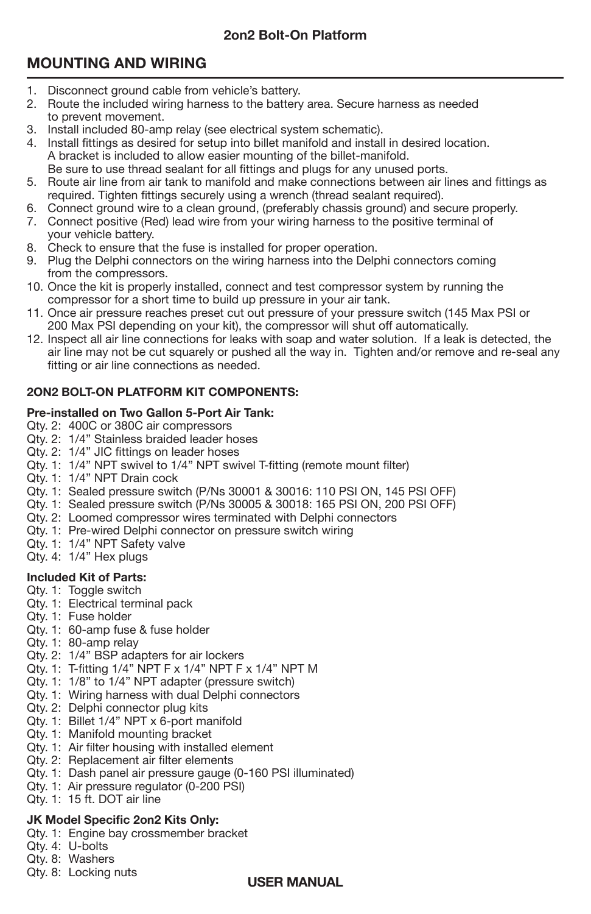## MOUNTING AND WIRING

1. Disconnect ground cable from vehicle's battery.
2. Route the included wiring harness to the battery area. Secure harness as needed to prevent movement.
3. Install included 80-amp relay (see electrical system schematic).
4. Install fittings as desired for setup into billet manifold and install in desired location. A bracket is included to allow easier mounting of the billet-manifold. Be sure to use thread sealant for all fittings and plugs for any unused ports.
5. Route air line from air tank to manifold and make connections between air lines and fittings as required. Tighten fittings securely using a wrench (thread sealant required).
6. Connect ground wire to a clean ground, (preferably chassis ground) and secure properly.
7. Connect positive (Red) lead wire from your wiring harness to the positive terminal of your vehicle battery.
8. Check to ensure that the fuse is installed for proper operation.
9. Plug the Delphi connectors on the wiring harness into the Delphi connectors coming from the compressors.
10. Once the kit is properly installed, connect and test compressor system by running the compressor for a short time to build up pressure in your air tank.
11. Once air pressure reaches preset cut out pressure of your pressure switch (145 Max PSI or 200 Max PSI depending on your kit), the compressor will shut off automatically.
12. Inspect all air line connections for leaks with soap and water solution. If a leak is detected, the air line may not be cut squarely or pushed all the way in. Tighten and/or remove and re-seal any fitting or air line connections as needed.

### 2ON2 BOLT-ON PLATFORM KIT COMPONENTS:

**Pre-installed on Two Gallon 5-Port Air Tank:**

Qty. 2: 400C or 380C air compressors
Qty. 2: 1/4" Stainless braided leader hoses
Qty. 2: 1/4" JIC fittings on leader hoses
Qty. 1: 1/4" NPT swivel to 1/4" NPT swivel T-fitting (remote mount filter)
Qty. 1: 1/4" NPT Drain cock
Qty. 1: Sealed pressure switch (P/Ns 30001 & 30016: 110 PSI ON, 145 PSI OFF)
Qty. 1: Sealed pressure switch (P/Ns 30005 & 30018: 165 PSI ON, 200 PSI OFF)
Qty. 2: Loomed compressor wires terminated with Delphi connectors
Qty. 1: Pre-wired Delphi connector on pressure switch wiring
Qty. 1: 1/4" NPT Safety valve
Qty. 4: 1/4" Hex plugs

**Included Kit of Parts:**

Qty. 1: Toggle switch
Qty. 1: Electrical terminal pack
Qty. 1: Fuse holder
Qty. 1: 60-amp fuse & fuse holder
Qty. 1: 80-amp relay
Qty. 2: 1/4" BSP adapters for air lockers
Qty. 1: T-fitting 1/4" NPT F x 1/4" NPT F x 1/4" NPT M
Qty. 1: 1/8" to 1/4" NPT adapter (pressure switch)
Qty. 1: Wiring harness with dual Delphi connectors
Qty. 2: Delphi connector plug kits
Qty. 1: Billet 1/4" NPT x 6-port manifold
Qty. 1: Manifold mounting bracket
Qty. 1: Air filter housing with installed element
Qty. 2: Replacement air filter elements
Qty. 1: Dash panel air pressure gauge (0-160 PSI illuminated)
Qty. 1: Air pressure regulator (0-200 PSI)
Qty. 1: 15 ft. DOT air line

**JK Model Specific 2on2 Kits Only:**

Qty. 1: Engine bay crossmember bracket
Qty. 4: U-bolts
Qty. 8: Washers
Qty. 8: Locking nuts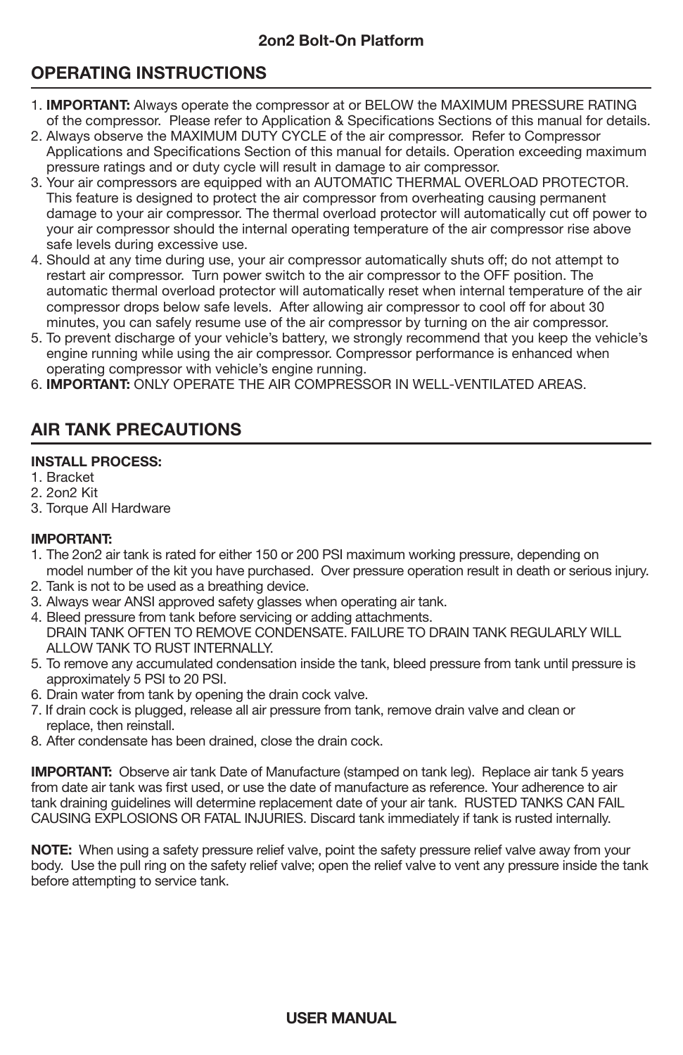## OPERATING INSTRUCTIONS

1. **IMPORTANT:** Always operate the compressor at or BELOW the MAXIMUM PRESSURE RATING of the compressor. Please refer to Application & Specifications Sections of this manual for details.
2. Always observe the MAXIMUM DUTY CYCLE of the air compressor. Refer to Compressor Applications and Specifications Section of this manual for details. Operation exceeding maximum pressure ratings and or duty cycle will result in damage to air compressor.
3. Your air compressors are equipped with an AUTOMATIC THERMAL OVERLOAD PROTECTOR. This feature is designed to protect the air compressor from overheating causing permanent damage to your air compressor. The thermal overload protector will automatically cut off power to your air compressor should the internal operating temperature of the air compressor rise above safe levels during excessive use.
4. Should at any time during use, your air compressor automatically shuts off; do not attempt to restart air compressor. Turn power switch to the air compressor to the OFF position. The automatic thermal overload protector will automatically reset when internal temperature of the air compressor drops below safe levels. After allowing air compressor to cool off for about 30 minutes, you can safely resume use of the air compressor by turning on the air compressor.
5. To prevent discharge of your vehicle's battery, we strongly recommend that you keep the vehicle's engine running while using the air compressor. Compressor performance is enhanced when operating compressor with vehicle's engine running.
6. **IMPORTANT:** ONLY OPERATE THE AIR COMPRESSOR IN WELL-VENTILATED AREAS.

## AIR TANK PRECAUTIONS

**INSTALL PROCESS:**

1. Bracket
2. 2on2 Kit
3. Torque All Hardware

**IMPORTANT:**

1. The 2on2 air tank is rated for either 150 or 200 PSI maximum working pressure, depending on model number of the kit you have purchased. Over pressure operation result in death or serious injury.
2. Tank is not to be used as a breathing device.
3. Always wear ANSI approved safety glasses when operating air tank.
4. Bleed pressure from tank before servicing or adding attachments.
   DRAIN TANK OFTEN TO REMOVE CONDENSATE. FAILURE TO DRAIN TANK REGULARLY WILL ALLOW TANK TO RUST INTERNALLY.
5. To remove any accumulated condensation inside the tank, bleed pressure from tank until pressure is approximately 5 PSI to 20 PSI.
6. Drain water from tank by opening the drain cock valve.
7. If drain cock is plugged, release all air pressure from tank, remove drain valve and clean or replace, then reinstall.
8. After condensate has been drained, close the drain cock.

**IMPORTANT:** Observe air tank Date of Manufacture (stamped on tank leg). Replace air tank 5 years from date air tank was first used, or use the date of manufacture as reference. Your adherence to air tank draining guidelines will determine replacement date of your air tank. RUSTED TANKS CAN FAIL CAUSING EXPLOSIONS OR FATAL INJURIES. Discard tank immediately if tank is rusted internally.

**NOTE:** When using a safety pressure relief valve, point the safety pressure relief valve away from your body. Use the pull ring on the safety relief valve; open the relief valve to vent any pressure inside the tank before attempting to service tank.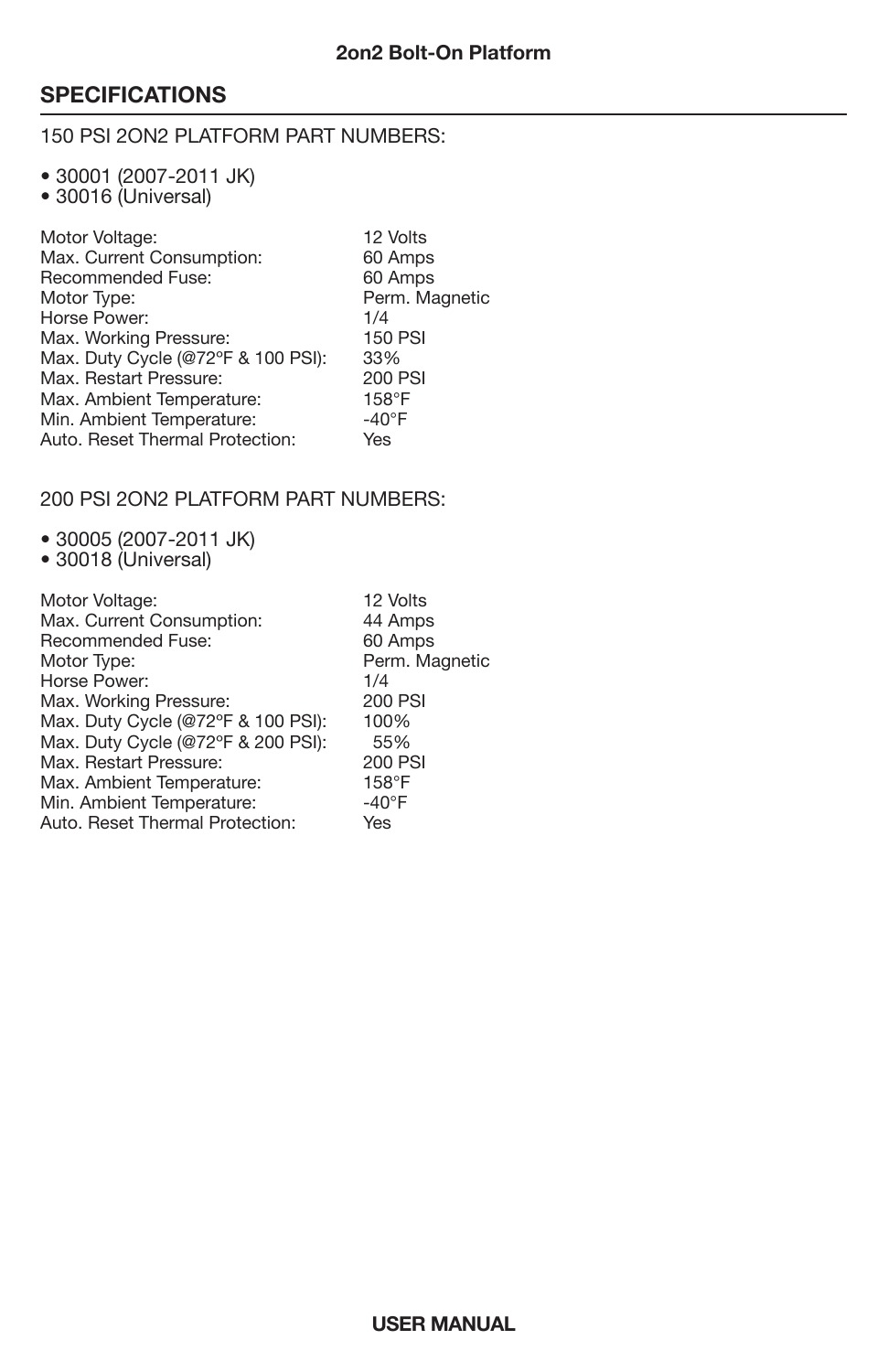## SPECIFICATIONS

150 PSI 2ON2 PLATFORM PART NUMBERS:

- 30001 (2007-2011 JK)
- 30016 (Universal)

| | |
|---|---|
| Motor Voltage: | 12 Volts |
| Max. Current Consumption: | 60 Amps |
| Recommended Fuse: | 60 Amps |
| Motor Type: | Perm. Magnetic |
| Horse Power: | 1/4 |
| Max. Working Pressure: | 150 PSI |
| Max. Duty Cycle (@72ºF & 100 PSI): | 33% |
| Max. Restart Pressure: | 200 PSI |
| Max. Ambient Temperature: | 158°F |
| Min. Ambient Temperature: | -40°F |
| Auto. Reset Thermal Protection: | Yes |

200 PSI 2ON2 PLATFORM PART NUMBERS:

- 30005 (2007-2011 JK)
- 30018 (Universal)

| | |
|---|---|
| Motor Voltage: | 12 Volts |
| Max. Current Consumption: | 44 Amps |
| Recommended Fuse: | 60 Amps |
| Motor Type: | Perm. Magnetic |
| Horse Power: | 1/4 |
| Max. Working Pressure: | 200 PSI |
| Max. Duty Cycle (@72ºF & 100 PSI): | 100% |
| Max. Duty Cycle (@72ºF & 200 PSI): | 55% |
| Max. Restart Pressure: | 200 PSI |
| Max. Ambient Temperature: | 158°F |
| Min. Ambient Temperature: | -40°F |
| Auto. Reset Thermal Protection: | Yes |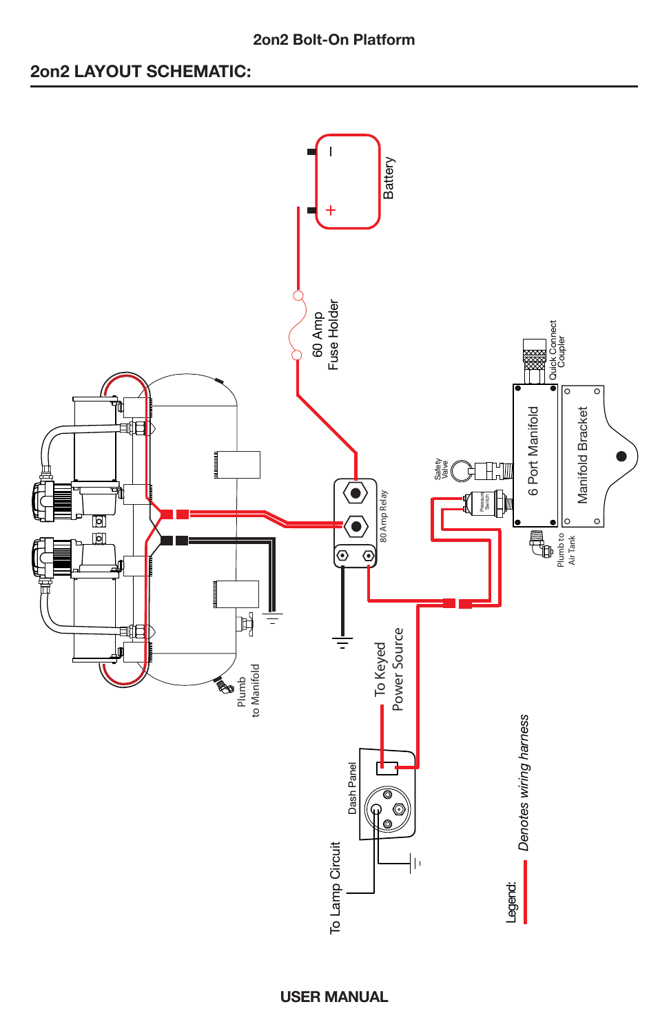## 2on2 LAYOUT SCHEMATIC:

Battery

60 Amp Fuse Holder

80 Amp Relay

Quick Connect Coupler

6 Port Manifold

Manifold Bracket

Safety Valve

Pressure Switch

Plumb to Air Tank

Plumb to Manifold

To Keyed Power Source

Dash Panel

To Lamp Circuit

Legend: *Denotes wiring harness*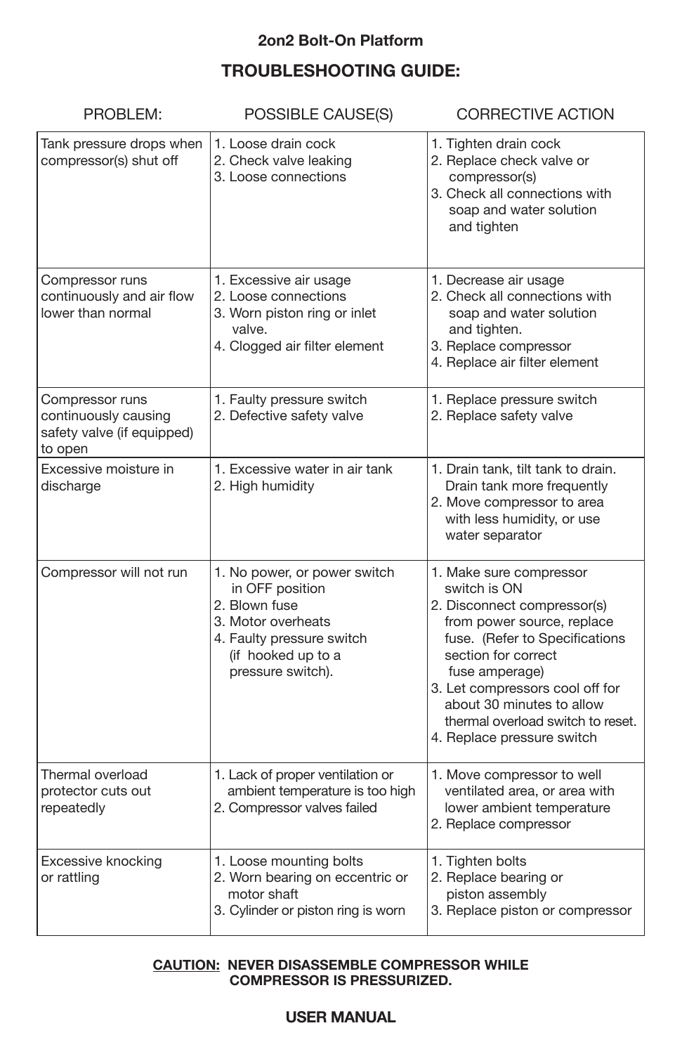**2on2 Bolt-On Platform**

## TROUBLESHOOTING GUIDE:

| PROBLEM: | POSSIBLE CAUSE(S) | CORRECTIVE ACTION |
|---|---|---|
| Tank pressure drops when compressor(s) shut off | 1. Loose drain cock<br>2. Check valve leaking<br>3. Loose connections | 1. Tighten drain cock<br>2. Replace check valve or compressor(s)<br>3. Check all connections with soap and water solution and tighten |
| Compressor runs continuously and air flow lower than normal | 1. Excessive air usage<br>2. Loose connections<br>3. Worn piston ring or inlet valve.<br>4. Clogged air filter element | 1. Decrease air usage<br>2. Check all connections with soap and water solution and tighten.<br>3. Replace compressor<br>4. Replace air filter element |
| Compressor runs continuously causing safety valve (if equipped) to open | 1. Faulty pressure switch<br>2. Defective safety valve | 1. Replace pressure switch<br>2. Replace safety valve |
| Excessive moisture in discharge | 1. Excessive water in air tank<br>2. High humidity | 1. Drain tank, tilt tank to drain. Drain tank more frequently<br>2. Move compressor to area with less humidity, or use water separator |
| Compressor will not run | 1. No power, or power switch in OFF position<br>2. Blown fuse<br>3. Motor overheats<br>4. Faulty pressure switch (if hooked up to a pressure switch). | 1. Make sure compressor switch is ON<br>2. Disconnect compressor(s) from power source, replace fuse. (Refer to Specifications section for correct fuse amperage)<br>3. Let compressors cool off for about 30 minutes to allow thermal overload switch to reset.<br>4. Replace pressure switch |
| Thermal overload protector cuts out repeatedly | 1. Lack of proper ventilation or ambient temperature is too high<br>2. Compressor valves failed | 1. Move compressor to well ventilated area, or area with lower ambient temperature<br>2. Replace compressor |
| Excessive knocking or rattling | 1. Loose mounting bolts<br>2. Worn bearing on eccentric or motor shaft<br>3. Cylinder or piston ring is worn | 1. Tighten bolts<br>2. Replace bearing or piston assembly<br>3. Replace piston or compressor |

**CAUTION: NEVER DISASSEMBLE COMPRESSOR WHILE COMPRESSOR IS PRESSURIZED.**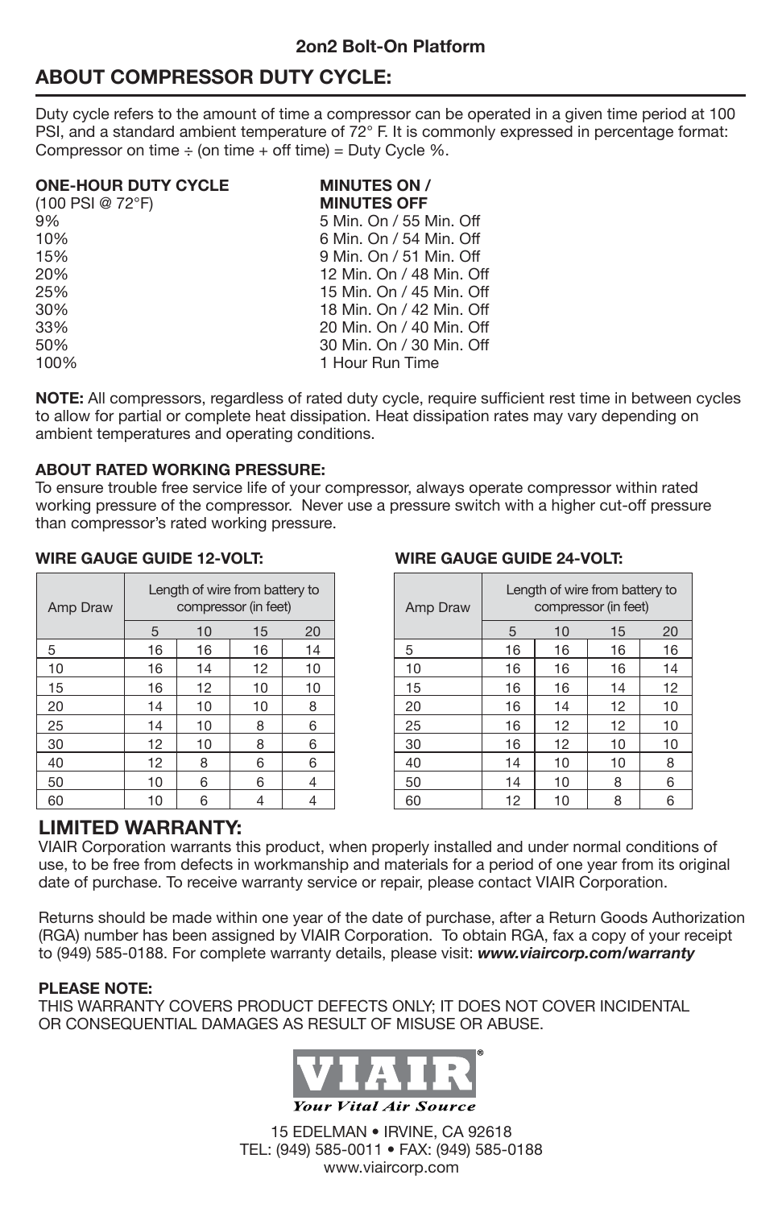### 2on2 Bolt-On Platform

## ABOUT COMPRESSOR DUTY CYCLE:

Duty cycle refers to the amount of time a compressor can be operated in a given time period at 100 PSI, and a standard ambient temperature of 72° F. It is commonly expressed in percentage format: Compressor on time ÷ (on time + off time) = Duty Cycle %.

| **ONE-HOUR DUTY CYCLE** (100 PSI @ 72°F) | **MINUTES ON / MINUTES OFF** |
|---|---|
| 9% | 5 Min. On / 55 Min. Off |
| 10% | 6 Min. On / 54 Min. Off |
| 15% | 9 Min. On / 51 Min. Off |
| 20% | 12 Min. On / 48 Min. Off |
| 25% | 15 Min. On / 45 Min. Off |
| 30% | 18 Min. On / 42 Min. Off |
| 33% | 20 Min. On / 40 Min. Off |
| 50% | 30 Min. On / 30 Min. Off |
| 100% | 1 Hour Run Time |

**NOTE:** All compressors, regardless of rated duty cycle, require sufficient rest time in between cycles to allow for partial or complete heat dissipation. Heat dissipation rates may vary depending on ambient temperatures and operating conditions.

**ABOUT RATED WORKING PRESSURE:**
To ensure trouble free service life of your compressor, always operate compressor within rated working pressure of the compressor. Never use a pressure switch with a higher cut-off pressure than compressor's rated working pressure.

**WIRE GAUGE GUIDE 12-VOLT:**

| Amp Draw | Length of wire from battery to compressor (in feet) | | | |
|---|---|---|---|---|
| | 5 | 10 | 15 | 20 |
| 5 | 16 | 16 | 16 | 14 |
| 10 | 16 | 14 | 12 | 10 |
| 15 | 16 | 12 | 10 | 10 |
| 20 | 14 | 10 | 10 | 8 |
| 25 | 14 | 10 | 8 | 6 |
| 30 | 12 | 10 | 8 | 6 |
| 40 | 12 | 8 | 6 | 6 |
| 50 | 10 | 6 | 6 | 4 |
| 60 | 10 | 6 | 4 | 4 |

**WIRE GAUGE GUIDE 24-VOLT:**

| Amp Draw | Length of wire from battery to compressor (in feet) | | | |
|---|---|---|---|---|
| | 5 | 10 | 15 | 20 |
| 5 | 16 | 16 | 16 | 16 |
| 10 | 16 | 16 | 16 | 14 |
| 15 | 16 | 16 | 14 | 12 |
| 20 | 16 | 14 | 12 | 10 |
| 25 | 16 | 12 | 12 | 10 |
| 30 | 16 | 12 | 10 | 10 |
| 40 | 14 | 10 | 10 | 8 |
| 50 | 14 | 10 | 8 | 6 |
| 60 | 12 | 10 | 8 | 6 |

## LIMITED WARRANTY:

VIAIR Corporation warrants this product, when properly installed and under normal conditions of use, to be free from defects in workmanship and materials for a period of one year from its original date of purchase. To receive warranty service or repair, please contact VIAIR Corporation.

Returns should be made within one year of the date of purchase, after a Return Goods Authorization (RGA) number has been assigned by VIAIR Corporation. To obtain RGA, fax a copy of your receipt to (949) 585-0188. For complete warranty details, please visit: ***www.viaircorp.com/warranty***

**PLEASE NOTE:**
THIS WARRANTY COVERS PRODUCT DEFECTS ONLY; IT DOES NOT COVER INCIDENTAL OR CONSEQUENTIAL DAMAGES AS RESULT OF MISUSE OR ABUSE.

VIAIR®
*Your Vital Air Source*

15 EDELMAN • IRVINE, CA 92618
TEL: (949) 585-0011 • FAX: (949) 585-0188
www.viaircorp.com